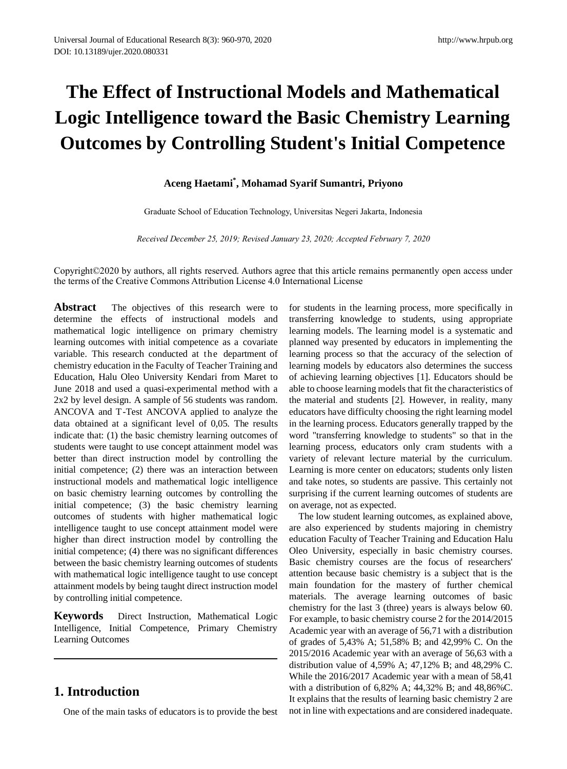# The Effect of Instructional Models and Mathematical Logic Intelligence toward the Basic Chemistry Learning Outcomes by Controlling Student's Initial Competence

**Aceng Haetami*, Mohamad Syarif Sumantri, Priyono**

Graduate School of Education Technology, Universitas Negeri Jakarta, Indonesia

*Received December 25, 2019; Revised January 23, 2020; Accepted February 7, 2020*

Copyright©2020 by authors, all rights reserved. Authors agree that this article remains permanently open access under the terms of the Creative Commons Attribution License 4.0 International License

**Abstract** The objectives of this research were to determine the effects of instructional models and mathematical logic intelligence on primary chemistry learning outcomes with initial competence as a covariate variable. This research conducted at the department of chemistry education in the Faculty of Teacher Training and Education, Halu Oleo University Kendari from Maret to June 2018 and used a quasi-experimental method with a 2x2 by level design. A sample of 56 students was random. ANCOVA and T-Test ANCOVA applied to analyze the data obtained at a significant level of 0,05. The results indicate that: (1) the basic chemistry learning outcomes of students were taught to use concept attainment model was better than direct instruction model by controlling the initial competence; (2) there was an interaction between instructional models and mathematical logic intelligence on basic chemistry learning outcomes by controlling the initial competence; (3) the basic chemistry learning outcomes of students with higher mathematical logic intelligence taught to use concept attainment model were higher than direct instruction model by controlling the initial competence; (4) there was no significant differences between the basic chemistry learning outcomes of students with mathematical logic intelligence taught to use concept attainment models by being taught direct instruction model by controlling initial competence.

**Keywords** Direct Instruction, Mathematical Logic Intelligence, Initial Competence, Primary Chemistry Learning Outcomes

## 1. Introduction

One of the main tasks of educators is to provide the best for students in the learning process, more specifically in transferring knowledge to students, using appropriate learning models. The learning model is a systematic and planned way presented by educators in implementing the learning process so that the accuracy of the selection of learning models by educators also determines the success of achieving learning objectives [1]. Educators should be able to choose learning models that fit the characteristics of the material and students [2]. However, in reality, many educators have difficulty choosing the right learning model in the learning process. Educators generally trapped by the word "transferring knowledge to students" so that in the learning process, educators only cram students with a variety of relevant lecture material by the curriculum. Learning is more center on educators; students only listen and take notes, so students are passive. This certainly not surprising if the current learning outcomes of students are on average, not as expected.

The low student learning outcomes, as explained above, are also experienced by students majoring in chemistry education Faculty of Teacher Training and Education Halu Oleo University, especially in basic chemistry courses. Basic chemistry courses are the focus of researchers' attention because basic chemistry is a subject that is the main foundation for the mastery of further chemical materials. The average learning outcomes of basic chemistry for the last 3 (three) years is always below 60. For example, to basic chemistry course 2 for the 2014/2015 Academic year with an average of 56,71 with a distribution of grades of 5,43% A; 51,58% B; and 42,99% C. On the 2015/2016 Academic year with an average of 56,63 with a distribution value of 4,59% A; 47,12% B; and 48,29% C. While the 2016/2017 Academic year with a mean of 58,41 with a distribution of 6,82% A; 44,32% B; and 48,86%C. It explains that the results of learning basic chemistry 2 are not in line with expectations and are considered inadequate.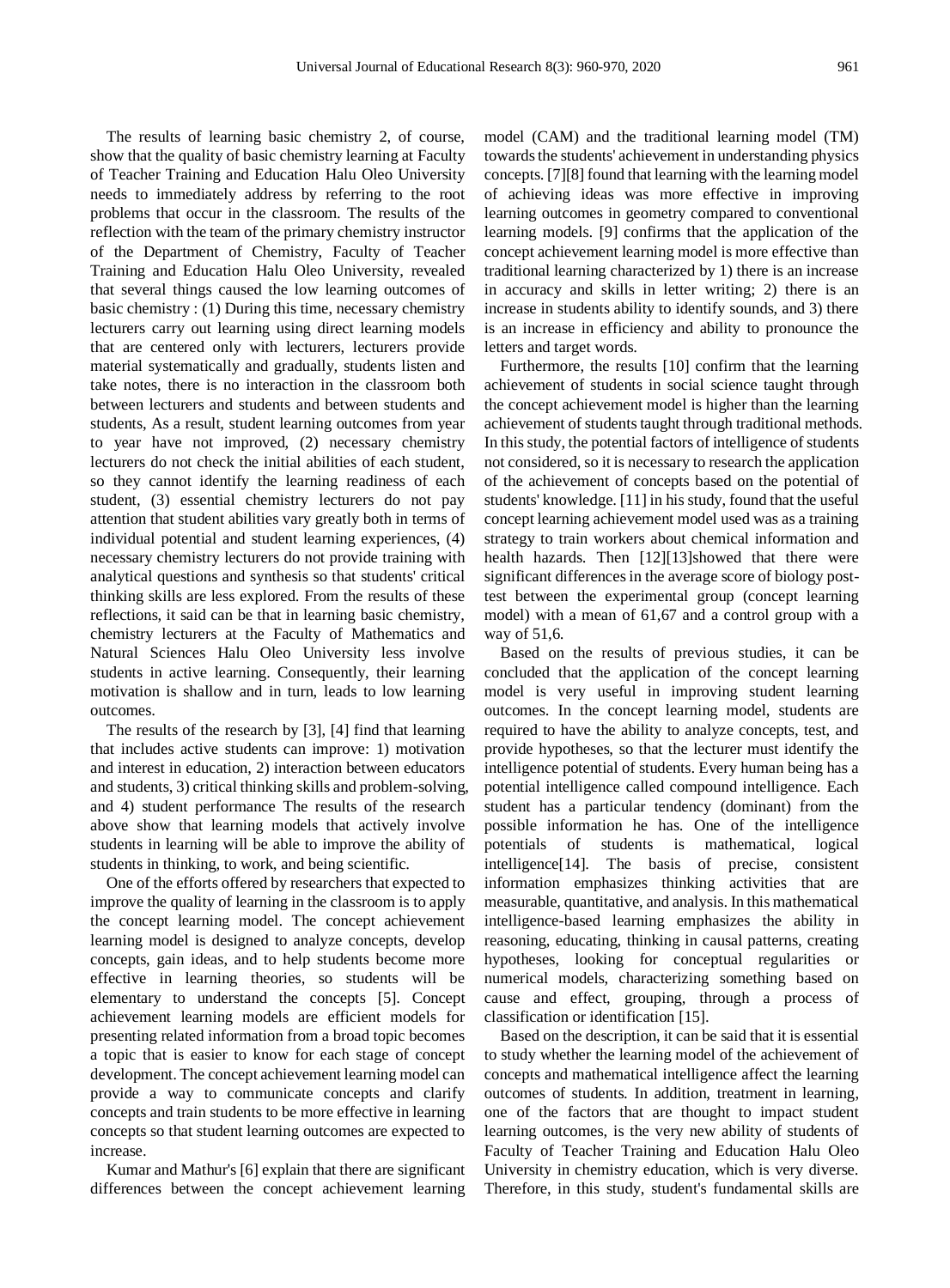The results of learning basic chemistry 2, of course, show that the quality of basic chemistry learning at Faculty of Teacher Training and Education Halu Oleo University needs to immediately address by referring to the root problems that occur in the classroom. The results of the reflection with the team of the primary chemistry instructor of the Department of Chemistry, Faculty of Teacher Training and Education Halu Oleo University, revealed that several things caused the low learning outcomes of basic chemistry : (1) During this time, necessary chemistry lecturers carry out learning using direct learning models that are centered only with lecturers, lecturers provide material systematically and gradually, students listen and take notes, there is no interaction in the classroom both between lecturers and students and between students and students, As a result, student learning outcomes from year to year have not improved, (2) necessary chemistry lecturers do not check the initial abilities of each student, so they cannot identify the learning readiness of each student, (3) essential chemistry lecturers do not pay attention that student abilities vary greatly both in terms of individual potential and student learning experiences, (4) necessary chemistry lecturers do not provide training with analytical questions and synthesis so that students' critical thinking skills are less explored. From the results of these reflections, it said can be that in learning basic chemistry, chemistry lecturers at the Faculty of Mathematics and Natural Sciences Halu Oleo University less involve students in active learning. Consequently, their learning motivation is shallow and in turn, leads to low learning outcomes.

The results of the research by [3], [4] find that learning that includes active students can improve: 1) motivation and interest in education, 2) interaction between educators and students, 3) critical thinking skills and problem-solving, and 4) student performance The results of the research above show that learning models that actively involve students in learning will be able to improve the ability of students in thinking, to work, and being scientific.

One of the efforts offered by researchers that expected to improve the quality of learning in the classroom is to apply the concept learning model. The concept achievement learning model is designed to analyze concepts, develop concepts, gain ideas, and to help students become more effective in learning theories, so students will be elementary to understand the concepts [5]. Concept achievement learning models are efficient models for presenting related information from a broad topic becomes a topic that is easier to know for each stage of concept development. The concept achievement learning model can provide a way to communicate concepts and clarify concepts and train students to be more effective in learning concepts so that student learning outcomes are expected to increase.

Kumar and Mathur's [6] explain that there are significant differences between the concept achievement learning model (CAM) and the traditional learning model (TM) towards the students' achievement in understanding physics concepts. [7][8] found that learning with the learning model of achieving ideas was more effective in improving learning outcomes in geometry compared to conventional learning models. [9] confirms that the application of the concept achievement learning model is more effective than traditional learning characterized by 1) there is an increase in accuracy and skills in letter writing; 2) there is an increase in students ability to identify sounds, and 3) there is an increase in efficiency and ability to pronounce the letters and target words.

Furthermore, the results [10] confirm that the learning achievement of students in social science taught through the concept achievement model is higher than the learning achievement of students taught through traditional methods. In this study, the potential factors of intelligence of students not considered, so it is necessary to research the application of the achievement of concepts based on the potential of students' knowledge. [11] in his study, found that the useful concept learning achievement model used was as a training strategy to train workers about chemical information and health hazards. Then [12][13]showed that there were significant differences in the average score of biology post-test between the experimental group (concept learning model) with a mean of 61,67 and a control group with a way of 51,6.

Based on the results of previous studies, it can be concluded that the application of the concept learning model is very useful in improving student learning outcomes. In the concept learning model, students are required to have the ability to analyze concepts, test, and provide hypotheses, so that the lecturer must identify the intelligence potential of students. Every human being has a potential intelligence called compound intelligence. Each student has a particular tendency (dominant) from the possible information he has. One of the intelligence potentials of students is mathematical, logical intelligence[14]. The basis of precise, consistent information emphasizes thinking activities that are measurable, quantitative, and analysis. In this mathematical intelligence-based learning emphasizes the ability in reasoning, educating, thinking in causal patterns, creating hypotheses, looking for conceptual regularities or numerical models, characterizing something based on cause and effect, grouping, through a process of classification or identification [15].

Based on the description, it can be said that it is essential to study whether the learning model of the achievement of concepts and mathematical intelligence affect the learning outcomes of students. In addition, treatment in learning, one of the factors that are thought to impact student learning outcomes, is the very new ability of students of Faculty of Teacher Training and Education Halu Oleo University in chemistry education, which is very diverse. Therefore, in this study, student's fundamental skills are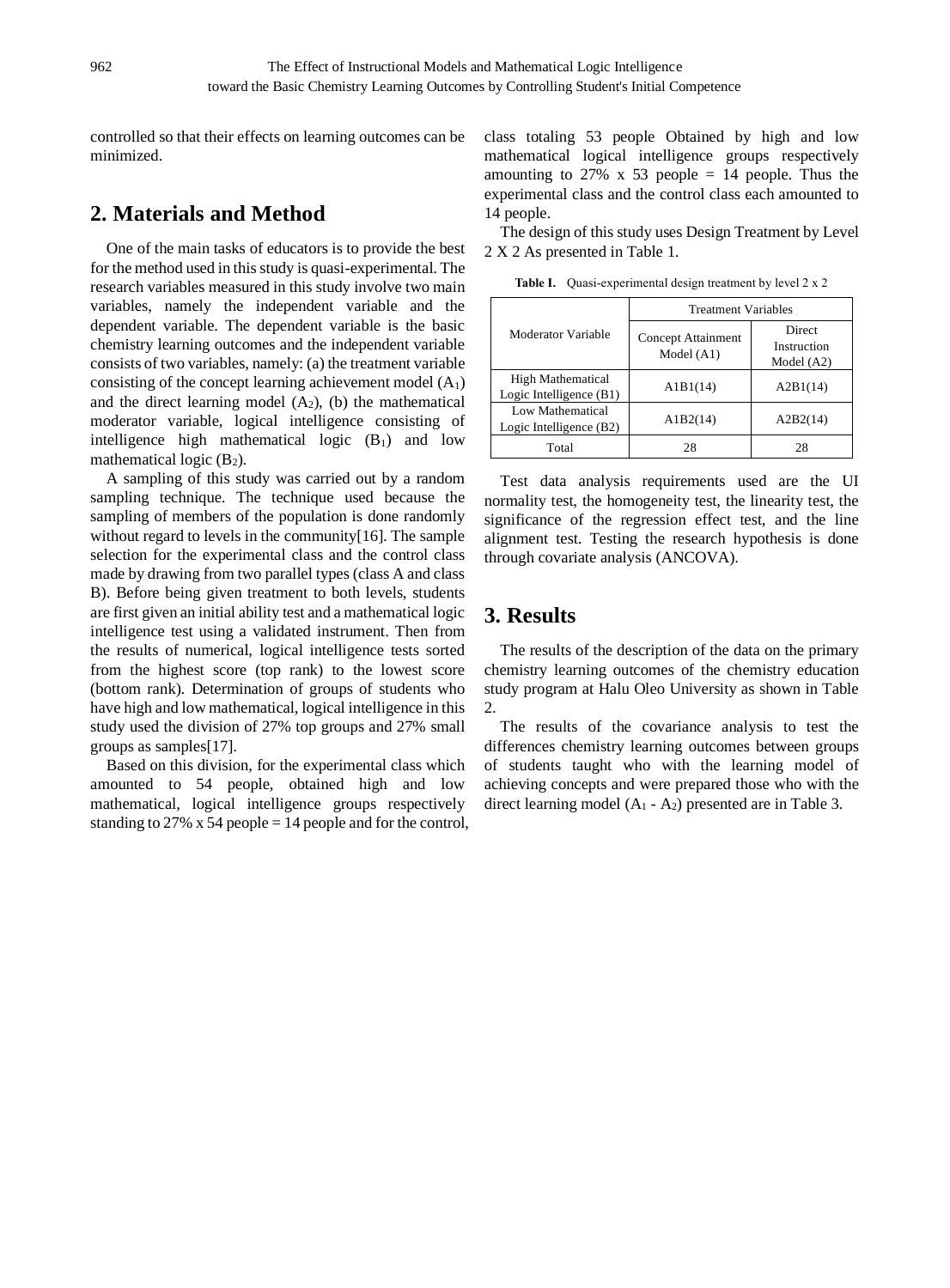controlled so that their effects on learning outcomes can be minimized.

## 2. Materials and Method

One of the main tasks of educators is to provide the best for the method used in this study is quasi-experimental. The research variables measured in this study involve two main variables, namely the independent variable and the dependent variable. The dependent variable is the basic chemistry learning outcomes and the independent variable consists of two variables, namely: (a) the treatment variable consisting of the concept learning achievement model ($A_1$) and the direct learning model ($A_2$), (b) the mathematical moderator variable, logical intelligence consisting of intelligence high mathematical logic ($B_1$) and low mathematical logic ($B_2$).

A sampling of this study was carried out by a random sampling technique. The technique used because the sampling of members of the population is done randomly without regard to levels in the community[16]. The sample selection for the experimental class and the control class made by drawing from two parallel types (class A and class B). Before being given treatment to both levels, students are first given an initial ability test and a mathematical logic intelligence test using a validated instrument. Then from the results of numerical, logical intelligence tests sorted from the highest score (top rank) to the lowest score (bottom rank). Determination of groups of students who have high and low mathematical, logical intelligence in this study used the division of 27% top groups and 27% small groups as samples[17].

Based on this division, for the experimental class which amounted to 54 people, obtained high and low mathematical, logical intelligence groups respectively standing to 27% x 54 people = 14 people and for the control, class totaling 53 people Obtained by high and low mathematical logical intelligence groups respectively amounting to 27% x 53 people = 14 people. Thus the experimental class and the control class each amounted to 14 people.

The design of this study uses Design Treatment by Level 2 X 2 As presented in Table 1.

**Table I.** Quasi-experimental design treatment by level 2 x 2

| Moderator Variable | Treatment Variables | |
|---|---|---|
| | Concept Attainment Model (A1) | Direct Instruction Model (A2) |
| High Mathematical Logic Intelligence (B1) | A1B1(14) | A2B1(14) |
| Low Mathematical Logic Intelligence (B2) | A1B2(14) | A2B2(14) |
| Total | 28 | 28 |

Test data analysis requirements used are the UI normality test, the homogeneity test, the linearity test, the significance of the regression effect test, and the line alignment test. Testing the research hypothesis is done through covariate analysis (ANCOVA).

## 3. Results

The results of the description of the data on the primary chemistry learning outcomes of the chemistry education study program at Halu Oleo University as shown in Table 2.

The results of the covariance analysis to test the differences chemistry learning outcomes between groups of students taught who with the learning model of achieving concepts and were prepared those who with the direct learning model ($A_1$ - $A_2$) presented are in Table 3.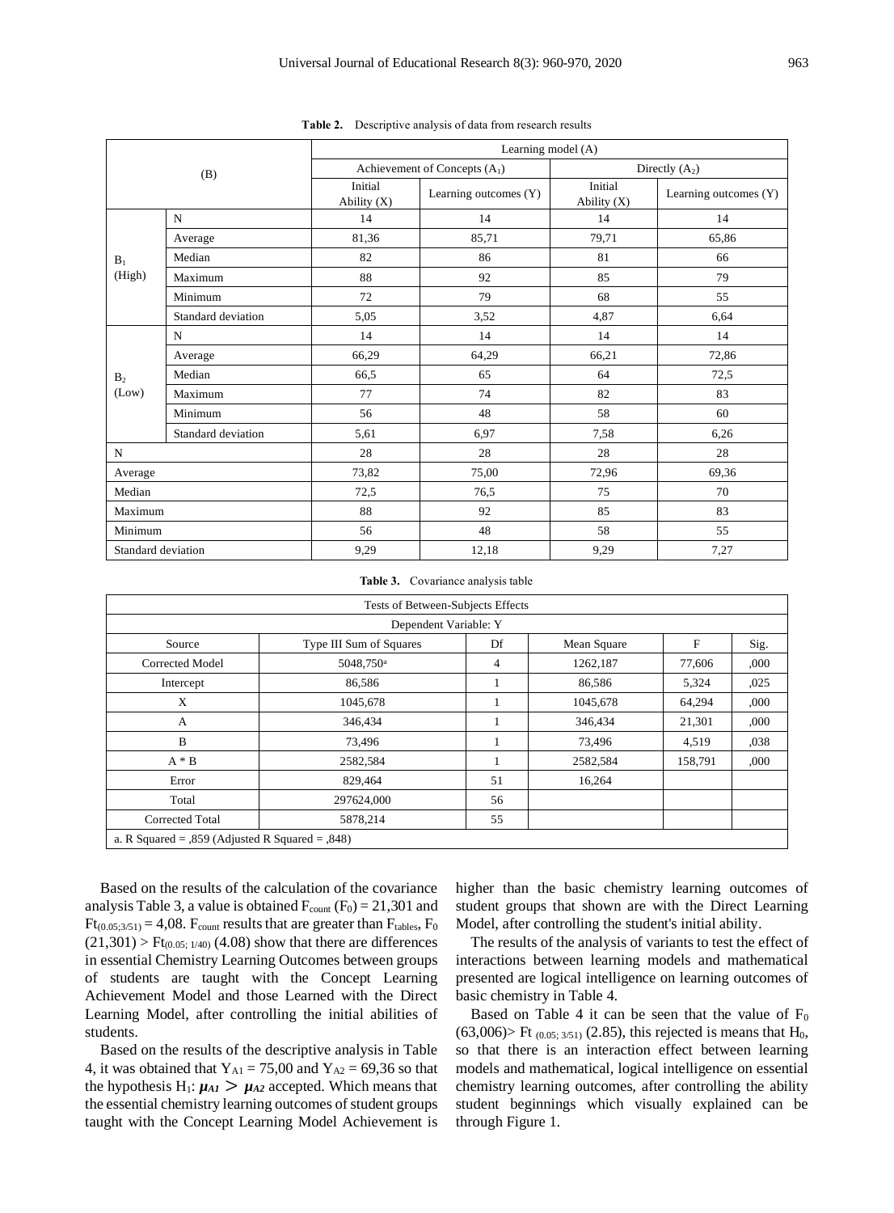**Table 2.** Descriptive analysis of data from research results

| (B) | | Learning model (A) | | | |
|---|---|---|---|---|---|
| | | Achievement of Concepts ($A_1$) | | Directly ($A_2$) | |
| | | Initial Ability (X) | Learning outcomes (Y) | Initial Ability (X) | Learning outcomes (Y) |
| $B_1$ (High) | N | 14 | 14 | 14 | 14 |
| | Average | 81,36 | 85,71 | 79,71 | 65,86 |
| | Median | 82 | 86 | 81 | 66 |
| | Maximum | 88 | 92 | 85 | 79 |
| | Minimum | 72 | 79 | 68 | 55 |
| | Standard deviation | 5,05 | 3,52 | 4,87 | 6,64 |
| $B_2$ (Low) | N | 14 | 14 | 14 | 14 |
| | Average | 66,29 | 64,29 | 66,21 | 72,86 |
| | Median | 66,5 | 65 | 64 | 72,5 |
| | Maximum | 77 | 74 | 82 | 83 |
| | Minimum | 56 | 48 | 58 | 60 |
| | Standard deviation | 5,61 | 6,97 | 7,58 | 6,26 |
| N | | 28 | 28 | 28 | 28 |
| Average | | 73,82 | 75,00 | 72,96 | 69,36 |
| Median | | 72,5 | 76,5 | 75 | 70 |
| Maximum | | 88 | 92 | 85 | 83 |
| Minimum | | 56 | 48 | 58 | 55 |
| Standard deviation | | 9,29 | 12,18 | 9,29 | 7,27 |

**Table 3.** Covariance analysis table

| Tests of Between-Subjects Effects | | | | | |
|---|---|---|---|---|---|
| Dependent Variable: Y | | | | | |
| Source | Type III Sum of Squares | Df | Mean Square | F | Sig. |
| Corrected Model | 5048,750[a] | 4 | 1262,187 | 77,606 | ,000 |
| Intercept | 86,586 | 1 | 86,586 | 5,324 | ,025 |
| X | 1045,678 | 1 | 1045,678 | 64,294 | ,000 |
| A | 346,434 | 1 | 346,434 | 21,301 | ,000 |
| B | 73,496 | 1 | 73,496 | 4,519 | ,038 |
| A * B | 2582,584 | 1 | 2582,584 | 158,791 | ,000 |
| Error | 829,464 | 51 | 16,264 | | |
| Total | 297624,000 | 56 | | | |
| Corrected Total | 5878,214 | 55 | | | |
| a. R Squared = ,859 (Adjusted R Squared = ,848) | | | | | |

Based on the results of the calculation of the covariance analysis Table 3, a value is obtained $F_{count}$ ($F_0$) = 21,301 and $Ft_{(0.05;3/51)}$ = 4,08. $F_{count}$ results that are greater than $F_{tables}$, $F_0$ (21,301) > $Ft_{(0.05;\ 1/40)}$ (4.08) show that there are differences in essential Chemistry Learning Outcomes between groups of students are taught with the Concept Learning Achievement Model and those Learned with the Direct Learning Model, after controlling the initial abilities of students.

Based on the results of the descriptive analysis in Table 4, it was obtained that $Y_{A1}$ = 75,00 and $Y_{A2}$ = 69,36 so that the hypothesis $H_1$: $\boldsymbol{\mu_{A1} > \mu_{A2}}$ accepted. Which means that the essential chemistry learning outcomes of student groups taught with the Concept Learning Model Achievement is higher than the basic chemistry learning outcomes of student groups that shown are with the Direct Learning Model, after controlling the student's initial ability.

The results of the analysis of variants to test the effect of interactions between learning models and mathematical presented are logical intelligence on learning outcomes of basic chemistry in Table 4.

Based on Table 4 it can be seen that the value of $F_0$ (63,006)> Ft $_{(0.05;\ 3/51)}$ (2.85), this rejected is means that $H_0$, so that there is an interaction effect between learning models and mathematical, logical intelligence on essential chemistry learning outcomes, after controlling the ability student beginnings which visually explained can be through Figure 1.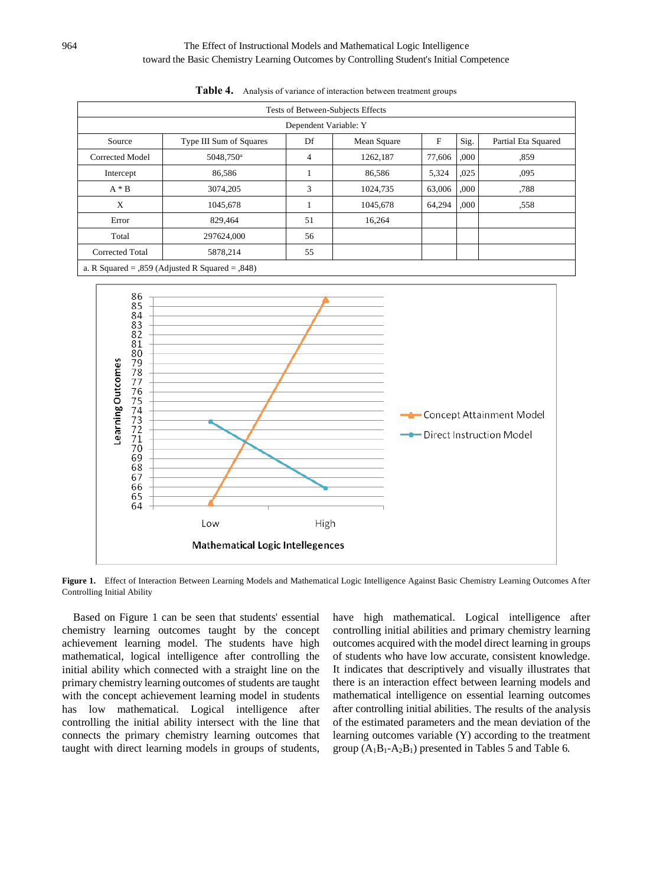**Table 4.** Analysis of variance of interaction between treatment groups

| Tests of Between-Subjects Effects | | | | | | |
|---|---|---|---|---|---|---|
| Dependent Variable: Y | | | | | | |
| Source | Type III Sum of Squares | Df | Mean Square | F | Sig. | Partial Eta Squared |
| Corrected Model | 5048,750[a] | 4 | 1262,187 | 77,606 | ,000 | ,859 |
| Intercept | 86,586 | 1 | 86,586 | 5,324 | ,025 | ,095 |
| A * B | 3074,205 | 3 | 1024,735 | 63,006 | ,000 | ,788 |
| X | 1045,678 | 1 | 1045,678 | 64,294 | ,000 | ,558 |
| Error | 829,464 | 51 | 16,264 | | | |
| Total | 297624,000 | 56 | | | | |
| Corrected Total | 5878,214 | 55 | | | | |
| a. R Squared = ,859 (Adjusted R Squared = ,848) | | | | | | |

**Figure 1.** Effect of Interaction Between Learning Models and Mathematical Logic Intelligence Against Basic Chemistry Learning Outcomes After Controlling Initial Ability

Based on Figure 1 can be seen that students' essential chemistry learning outcomes taught by the concept achievement learning model. The students have high mathematical, logical intelligence after controlling the initial ability which connected with a straight line on the primary chemistry learning outcomes of students are taught with the concept achievement learning model in students has low mathematical. Logical intelligence after controlling the initial ability intersect with the line that connects the primary chemistry learning outcomes that taught with direct learning models in groups of students, have high mathematical. Logical intelligence after controlling initial abilities and primary chemistry learning outcomes acquired with the model direct learning in groups of students who have low accurate, consistent knowledge. It indicates that descriptively and visually illustrates that there is an interaction effect between learning models and mathematical intelligence on essential learning outcomes after controlling initial abilities. The results of the analysis of the estimated parameters and the mean deviation of the learning outcomes variable (Y) according to the treatment group ($A_1B_1$-$A_2B_1$) presented in Tables 5 and Table 6.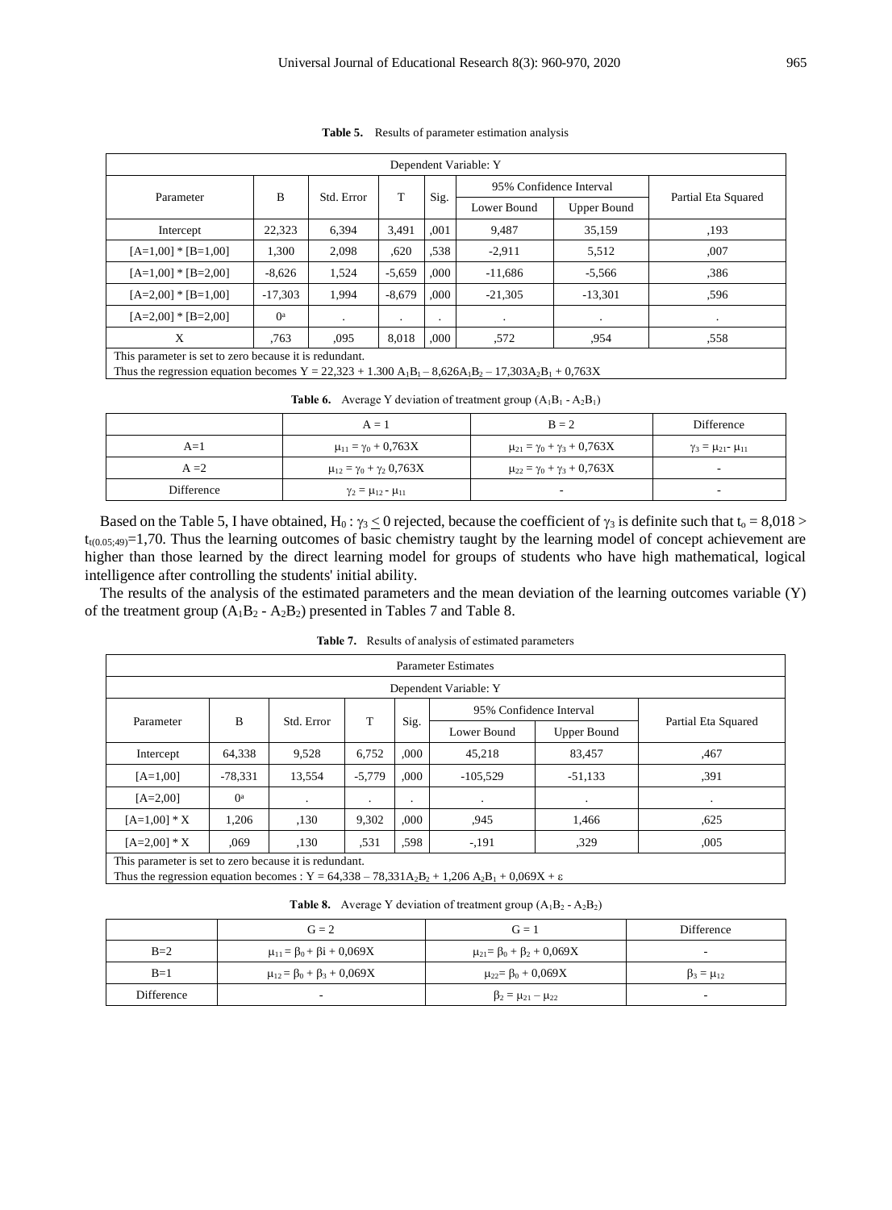**Table 5.** Results of parameter estimation analysis

| Dependent Variable: Y | | | | | | | |
|---|---|---|---|---|---|---|---|
| Parameter | B | Std. Error | T | Sig. | 95% Confidence Interval | | Partial Eta Squared |
| | | | | | Lower Bound | Upper Bound | |
| Intercept | 22,323 | 6,394 | 3,491 | ,001 | 9,487 | 35,159 | ,193 |
| [A=1,00] * [B=1,00] | 1,300 | 2,098 | ,620 | ,538 | -2,911 | 5,512 | ,007 |
| [A=1,00] * [B=2,00] | -8,626 | 1,524 | -5,659 | ,000 | -11,686 | -5,566 | ,386 |
| [A=2,00] * [B=1,00] | -17,303 | 1,994 | -8,679 | ,000 | -21,305 | -13,301 | ,596 |
| [A=2,00] * [B=2,00] | 0[a] | . | . | . | . | . | . |
| X | ,763 | ,095 | 8,018 | ,000 | ,572 | ,954 | ,558 |

This parameter is set to zero because it is redundant.
Thus the regression equation becomes $Y = 22{,}323 + 1.300\ A_1B_1 - 8{,}626A_1B_2 - 17{,}303A_2B_1 + 0{,}763X$

**Table 6.** Average Y deviation of treatment group ($A_1B_1$ - $A_2B_1$)

| | A = 1 | B = 2 | Difference |
|---|---|---|---|
| A=1 | $\mu_{11} = \gamma_0 + 0{,}763X$ | $\mu_{21} = \gamma_0 + \gamma_3 + 0{,}763X$ | $\gamma_3 = \mu_{21} - \mu_{11}$ |
| A =2 | $\mu_{12} = \gamma_0 + \gamma_2\ 0{,}763X$ | $\mu_{22} = \gamma_0 + \gamma_3 + 0{,}763X$ | - |
| Difference | $\gamma_2 = \mu_{12} - \mu_{11}$ | - | - |

Based on the Table 5, I have obtained, $H_0 : \gamma_3 \leq 0$ rejected, because the coefficient of $\gamma_3$ is definite such that $t_o = 8{,}018 > t_{t(0.05;49)} = 1{,}70$. Thus the learning outcomes of basic chemistry taught by the learning model of concept achievement are higher than those learned by the direct learning model for groups of students who have high mathematical, logical intelligence after controlling the students' initial ability.

The results of the analysis of the estimated parameters and the mean deviation of the learning outcomes variable (Y) of the treatment group ($A_1B_2$ - $A_2B_2$) presented in Tables 7 and Table 8.

**Table 7.** Results of analysis of estimated parameters

| Parameter Estimates | | | | | | | |
|---|---|---|---|---|---|---|---|
| Dependent Variable: Y | | | | | | | |
| Parameter | B | Std. Error | T | Sig. | 95% Confidence Interval | | Partial Eta Squared |
| | | | | | Lower Bound | Upper Bound | |
| Intercept | 64,338 | 9,528 | 6,752 | ,000 | 45,218 | 83,457 | ,467 |
| [A=1,00] | -78,331 | 13,554 | -5,779 | ,000 | -105,529 | -51,133 | ,391 |
| [A=2,00] | 0[a] | . | . | . | . | . | . |
| [A=1,00] * X | 1,206 | ,130 | 9,302 | ,000 | ,945 | 1,466 | ,625 |
| [A=2,00] * X | ,069 | ,130 | ,531 | ,598 | -,191 | ,329 | ,005 |

This parameter is set to zero because it is redundant.
Thus the regression equation becomes : $Y = 64{,}338 - 78{,}331A_2B_2 + 1{,}206\ A_2B_1 + 0{,}069X + \varepsilon$

**Table 8.** Average Y deviation of treatment group ($A_1B_2$ - $A_2B_2$)

| | G = 2 | G = 1 | Difference |
|---|---|---|---|
| B=2 | $\mu_{11} = \beta_0 + \beta i + 0{,}069X$ | $\mu_{21} = \beta_0 + \beta_2 + 0{,}069X$ | - |
| B=1 | $\mu_{12} = \beta_0 + \beta_3 + 0{,}069X$ | $\mu_{22} = \beta_0 + 0{,}069X$ | $\beta_3 = \mu_{12}$ |
| Difference | - | $\beta_2 = \mu_{21} - \mu_{22}$ | - |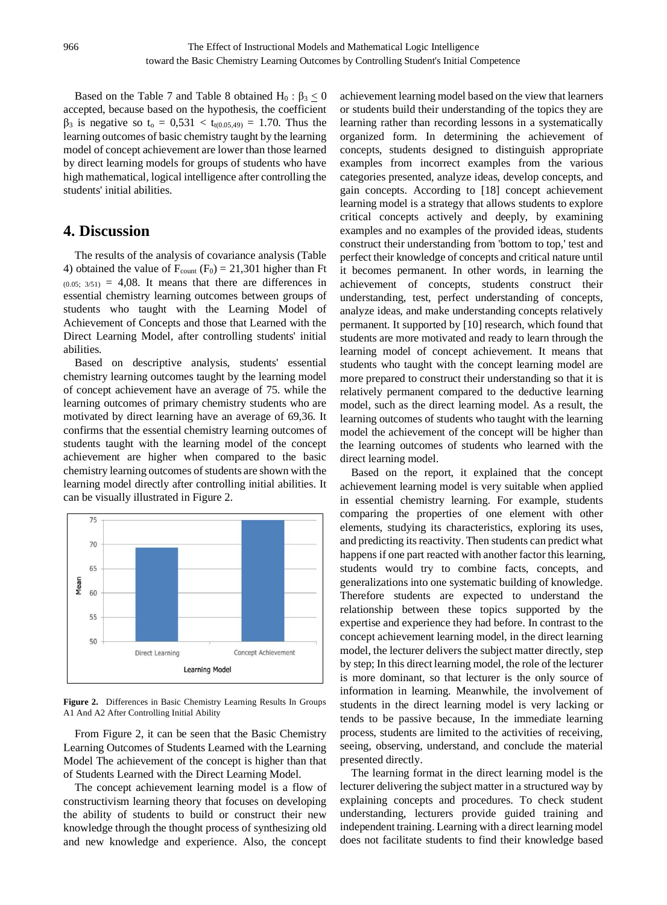Based on the Table 7 and Table 8 obtained $H_0 : \beta_3 \leq 0$ accepted, because based on the hypothesis, the coefficient $\beta_3$ is negative so $t_o = 0{,}531 < t_{t(0.05,49)} = 1.70$. Thus the learning outcomes of basic chemistry taught by the learning model of concept achievement are lower than those learned by direct learning models for groups of students who have high mathematical, logical intelligence after controlling the students' initial abilities.

## 4. Discussion

The results of the analysis of covariance analysis (Table 4) obtained the value of $F_{count}$ $(F_0) = 21{,}301$ higher than Ft $_{(0.05;\ 3/51)}$ = 4,08. It means that there are differences in essential chemistry learning outcomes between groups of students who taught with the Learning Model of Achievement of Concepts and those that Learned with the Direct Learning Model, after controlling students' initial abilities.

Based on descriptive analysis, students' essential chemistry learning outcomes taught by the learning model of concept achievement have an average of 75. while the learning outcomes of primary chemistry students who are motivated by direct learning have an average of 69,36. It confirms that the essential chemistry learning outcomes of students taught with the learning model of the concept achievement are higher when compared to the basic chemistry learning outcomes of students are shown with the learning model directly after controlling initial abilities. It can be visually illustrated in Figure 2.

**Figure 2.** Differences in Basic Chemistry Learning Results In Groups A1 And A2 After Controlling Initial Ability

From Figure 2, it can be seen that the Basic Chemistry Learning Outcomes of Students Learned with the Learning Model The achievement of the concept is higher than that of Students Learned with the Direct Learning Model.

The concept achievement learning model is a flow of constructivism learning theory that focuses on developing the ability of students to build or construct their new knowledge through the thought process of synthesizing old and new knowledge and experience. Also, the concept achievement learning model based on the view that learners or students build their understanding of the topics they are learning rather than recording lessons in a systematically organized form. In determining the achievement of concepts, students designed to distinguish appropriate examples from incorrect examples from the various categories presented, analyze ideas, develop concepts, and gain concepts. According to [18] concept achievement learning model is a strategy that allows students to explore critical concepts actively and deeply, by examining examples and no examples of the provided ideas, students construct their understanding from 'bottom to top,' test and perfect their knowledge of concepts and critical nature until it becomes permanent. In other words, in learning the achievement of concepts, students construct their understanding, test, perfect understanding of concepts, analyze ideas, and make understanding concepts relatively permanent. It supported by [10] research, which found that students are more motivated and ready to learn through the learning model of concept achievement. It means that students who taught with the concept learning model are more prepared to construct their understanding so that it is relatively permanent compared to the deductive learning model, such as the direct learning model. As a result, the learning outcomes of students who taught with the learning model the achievement of the concept will be higher than the learning outcomes of students who learned with the direct learning model.

Based on the report, it explained that the concept achievement learning model is very suitable when applied in essential chemistry learning. For example, students comparing the properties of one element with other elements, studying its characteristics, exploring its uses, and predicting its reactivity. Then students can predict what happens if one part reacted with another factor this learning, students would try to combine facts, concepts, and generalizations into one systematic building of knowledge. Therefore students are expected to understand the relationship between these topics supported by the expertise and experience they had before. In contrast to the concept achievement learning model, in the direct learning model, the lecturer delivers the subject matter directly, step by step; In this direct learning model, the role of the lecturer is more dominant, so that lecturer is the only source of information in learning. Meanwhile, the involvement of students in the direct learning model is very lacking or tends to be passive because, In the immediate learning process, students are limited to the activities of receiving, seeing, observing, understand, and conclude the material presented directly.

The learning format in the direct learning model is the lecturer delivering the subject matter in a structured way by explaining concepts and procedures. To check student understanding, lecturers provide guided training and independent training. Learning with a direct learning model does not facilitate students to find their knowledge based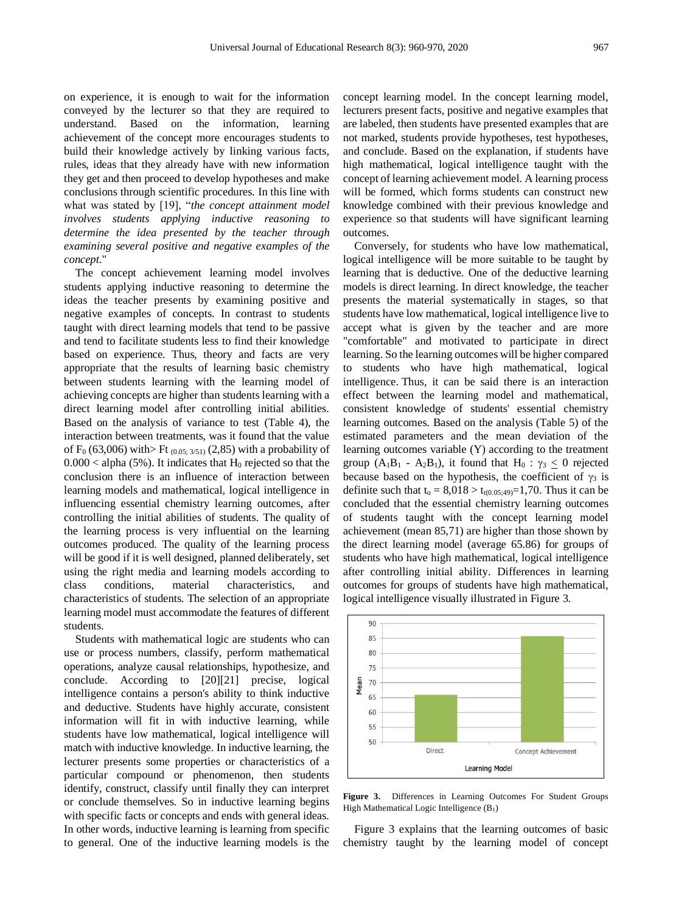on experience, it is enough to wait for the information conveyed by the lecturer so that they are required to understand. Based on the information, learning achievement of the concept more encourages students to build their knowledge actively by linking various facts, rules, ideas that they already have with new information they get and then proceed to develop hypotheses and make conclusions through scientific procedures. In this line with what was stated by [19], "*the concept attainment model involves students applying inductive reasoning to determine the idea presented by the teacher through examining several positive and negative examples of the concept.*"

The concept achievement learning model involves students applying inductive reasoning to determine the ideas the teacher presents by examining positive and negative examples of concepts. In contrast to students taught with direct learning models that tend to be passive and tend to facilitate students less to find their knowledge based on experience. Thus, theory and facts are very appropriate that the results of learning basic chemistry between students learning with the learning model of achieving concepts are higher than students learning with a direct learning model after controlling initial abilities. Based on the analysis of variance to test (Table 4), the interaction between treatments, was it found that the value of $F_0$ (63,006) with> $Ft_{(0.05; 3/51)}$ (2,85) with a probability of $0.000 <$ alpha (5%). It indicates that $H_0$ rejected so that the conclusion there is an influence of interaction between learning models and mathematical, logical intelligence in influencing essential chemistry learning outcomes, after controlling the initial abilities of students. The quality of the learning process is very influential on the learning outcomes produced. The quality of the learning process will be good if it is well designed, planned deliberately, set using the right media and learning models according to class conditions, material characteristics, and characteristics of students. The selection of an appropriate learning model must accommodate the features of different students.

Students with mathematical logic are students who can use or process numbers, classify, perform mathematical operations, analyze causal relationships, hypothesize, and conclude. According to [20][21] precise, logical intelligence contains a person's ability to think inductive and deductive. Students have highly accurate, consistent information will fit in with inductive learning, while students have low mathematical, logical intelligence will match with inductive knowledge. In inductive learning, the lecturer presents some properties or characteristics of a particular compound or phenomenon, then students identify, construct, classify until finally they can interpret or conclude themselves. So in inductive learning begins with specific facts or concepts and ends with general ideas. In other words, inductive learning is learning from specific to general. One of the inductive learning models is the concept learning model. In the concept learning model, lecturers present facts, positive and negative examples that are labeled, then students have presented examples that are not marked, students provide hypotheses, test hypotheses, and conclude. Based on the explanation, if students have high mathematical, logical intelligence taught with the concept of learning achievement model. A learning process will be formed, which forms students can construct new knowledge combined with their previous knowledge and experience so that students will have significant learning outcomes.

Conversely, for students who have low mathematical, logical intelligence will be more suitable to be taught by learning that is deductive. One of the deductive learning models is direct learning. In direct knowledge, the teacher presents the material systematically in stages, so that students have low mathematical, logical intelligence live to accept what is given by the teacher and are more "comfortable" and motivated to participate in direct learning. So the learning outcomes will be higher compared to students who have high mathematical, logical intelligence. Thus, it can be said there is an interaction effect between the learning model and mathematical, consistent knowledge of students' essential chemistry learning outcomes. Based on the analysis (Table 5) of the estimated parameters and the mean deviation of the learning outcomes variable (Y) according to the treatment group ($A_1B_1$ - $A_2B_1$), it found that $H_0 : \gamma_3 \leq 0$ rejected because based on the hypothesis, the coefficient of $\gamma_3$ is definite such that $t_o = 8{,}018 > t_{t(0.05;49)}=1{,}70$. Thus it can be concluded that the essential chemistry learning outcomes of students taught with the concept learning model achievement (mean 85,71) are higher than those shown by the direct learning model (average 65.86) for groups of students who have high mathematical, logical intelligence after controlling initial ability. Differences in learning outcomes for groups of students have high mathematical, logical intelligence visually illustrated in Figure 3.

**Figure 3.** Differences in Learning Outcomes For Student Groups High Mathematical Logic Intelligence ($B_1$)

Figure 3 explains that the learning outcomes of basic chemistry taught by the learning model of concept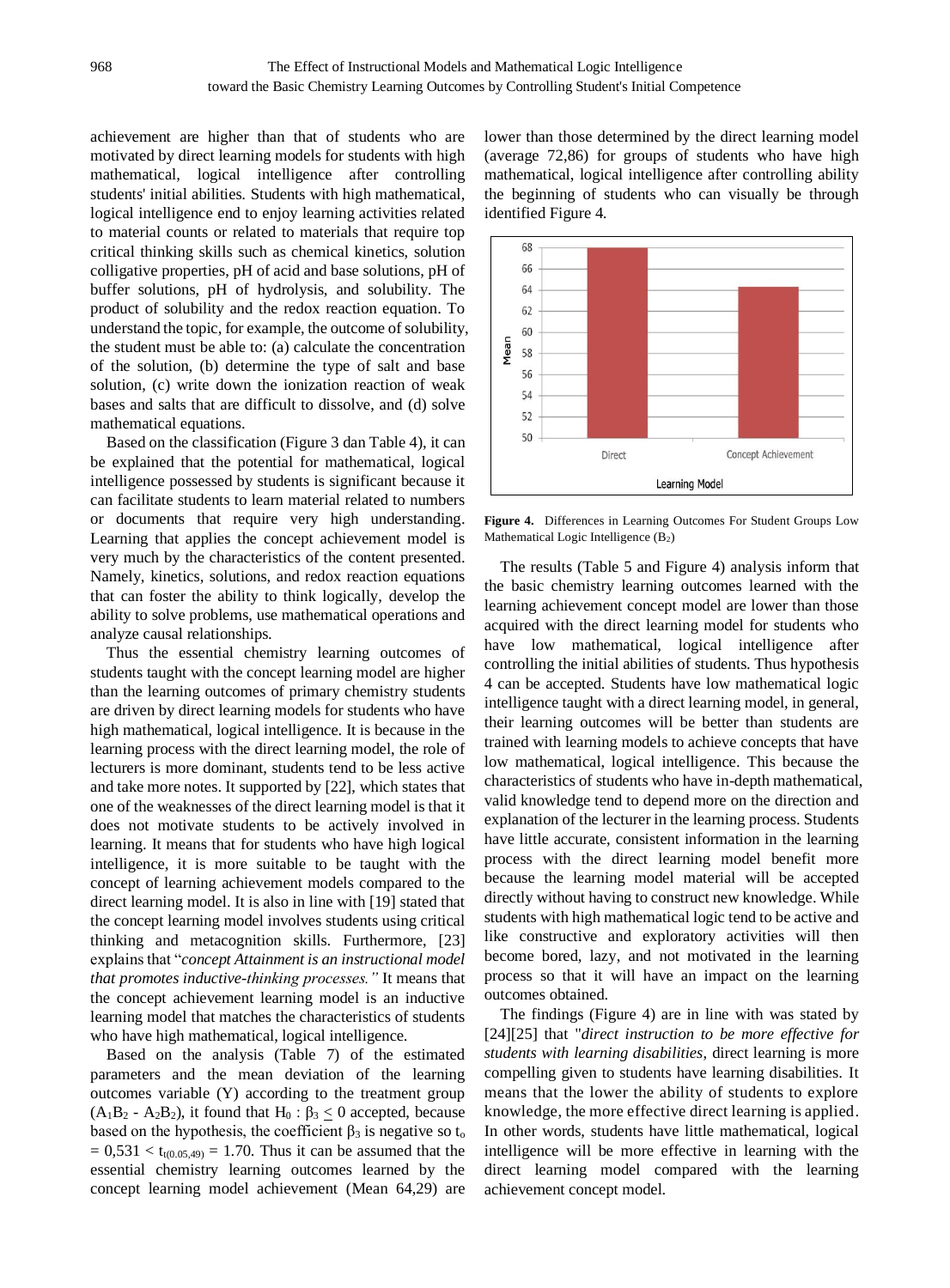achievement are higher than that of students who are motivated by direct learning models for students with high mathematical, logical intelligence after controlling students' initial abilities. Students with high mathematical, logical intelligence end to enjoy learning activities related to material counts or related to materials that require top critical thinking skills such as chemical kinetics, solution colligative properties, pH of acid and base solutions, pH of buffer solutions, pH of hydrolysis, and solubility. The product of solubility and the redox reaction equation. To understand the topic, for example, the outcome of solubility, the student must be able to: (a) calculate the concentration of the solution, (b) determine the type of salt and base solution, (c) write down the ionization reaction of weak bases and salts that are difficult to dissolve, and (d) solve mathematical equations.

Based on the classification (Figure 3 dan Table 4), it can be explained that the potential for mathematical, logical intelligence possessed by students is significant because it can facilitate students to learn material related to numbers or documents that require very high understanding. Learning that applies the concept achievement model is very much by the characteristics of the content presented. Namely, kinetics, solutions, and redox reaction equations that can foster the ability to think logically, develop the ability to solve problems, use mathematical operations and analyze causal relationships.

Thus the essential chemistry learning outcomes of students taught with the concept learning model are higher than the learning outcomes of primary chemistry students are driven by direct learning models for students who have high mathematical, logical intelligence. It is because in the learning process with the direct learning model, the role of lecturers is more dominant, students tend to be less active and take more notes. It supported by [22], which states that one of the weaknesses of the direct learning model is that it does not motivate students to be actively involved in learning. It means that for students who have high logical intelligence, it is more suitable to be taught with the concept of learning achievement models compared to the direct learning model. It is also in line with [19] stated that the concept learning model involves students using critical thinking and metacognition skills. Furthermore, [23] explains that "*concept Attainment is an instructional model that promotes inductive-thinking processes.*" It means that the concept achievement learning model is an inductive learning model that matches the characteristics of students who have high mathematical, logical intelligence.

Based on the analysis (Table 7) of the estimated parameters and the mean deviation of the learning outcomes variable (Y) according to the treatment group ($A_1B_2$ - $A_2B_2$), it found that $H_0 : \beta_3 \leq 0$ accepted, because based on the hypothesis, the coefficient $\beta_3$ is negative so $t_o = 0{,}531 < t_{t(0.05,49)} = 1.70$. Thus it can be assumed that the essential chemistry learning outcomes learned by the concept learning model achievement (Mean 64,29) are lower than those determined by the direct learning model (average 72,86) for groups of students who have high mathematical, logical intelligence after controlling ability the beginning of students who can visually be through identified Figure 4.

**Figure 4.** Differences in Learning Outcomes For Student Groups Low Mathematical Logic Intelligence ($B_2$)

The results (Table 5 and Figure 4) analysis inform that the basic chemistry learning outcomes learned with the learning achievement concept model are lower than those acquired with the direct learning model for students who have low mathematical, logical intelligence after controlling the initial abilities of students. Thus hypothesis 4 can be accepted. Students have low mathematical logic intelligence taught with a direct learning model, in general, their learning outcomes will be better than students are trained with learning models to achieve concepts that have low mathematical, logical intelligence. This because the characteristics of students who have in-depth mathematical, valid knowledge tend to depend more on the direction and explanation of the lecturer in the learning process. Students have little accurate, consistent information in the learning process with the direct learning model benefit more because the learning model material will be accepted directly without having to construct new knowledge. While students with high mathematical logic tend to be active and like constructive and exploratory activities will then become bored, lazy, and not motivated in the learning process so that it will have an impact on the learning outcomes obtained.

The findings (Figure 4) are in line with was stated by [24][25] that "*direct instruction to be more effective for students with learning disabilities*, direct learning is more compelling given to students have learning disabilities. It means that the lower the ability of students to explore knowledge, the more effective direct learning is applied. In other words, students have little mathematical, logical intelligence will be more effective in learning with the direct learning model compared with the learning achievement concept model.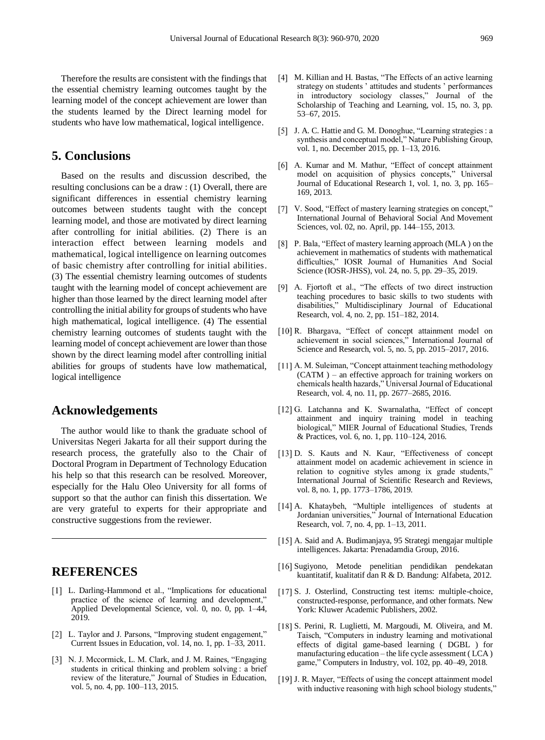Therefore the results are consistent with the findings that the essential chemistry learning outcomes taught by the learning model of the concept achievement are lower than the students learned by the Direct learning model for students who have low mathematical, logical intelligence.

## 5. Conclusions

Based on the results and discussion described, the resulting conclusions can be a draw : (1) Overall, there are significant differences in essential chemistry learning outcomes between students taught with the concept learning model, and those are motivated by direct learning after controlling for initial abilities. (2) There is an interaction effect between learning models and mathematical, logical intelligence on learning outcomes of basic chemistry after controlling for initial abilities. (3) The essential chemistry learning outcomes of students taught with the learning model of concept achievement are higher than those learned by the direct learning model after controlling the initial ability for groups of students who have high mathematical, logical intelligence. (4) The essential chemistry learning outcomes of students taught with the learning model of concept achievement are lower than those shown by the direct learning model after controlling initial abilities for groups of students have low mathematical, logical intelligence

## Acknowledgements

The author would like to thank the graduate school of Universitas Negeri Jakarta for all their support during the research process, the gratefully also to the Chair of Doctoral Program in Department of Technology Education his help so that this research can be resolved. Moreover, especially for the Halu Oleo University for all forms of support so that the author can finish this dissertation. We are very grateful to experts for their appropriate and constructive suggestions from the reviewer.

## REFERENCES

[1] L. Darling-Hammond et al., "Implications for educational practice of the science of learning and development," Applied Developmental Science, vol. 0, no. 0, pp. 1–44, 2019.

[2] L. Taylor and J. Parsons, "Improving student engagement," Current Issues in Education, vol. 14, no. 1, pp. 1–33, 2011.

[3] N. J. Mccormick, L. M. Clark, and J. M. Raines, "Engaging students in critical thinking and problem solving : a brief review of the literature," Journal of Studies in Education, vol. 5, no. 4, pp. 100–113, 2015.

[4] M. Killian and H. Bastas, "The Effects of an active learning strategy on students ' attitudes and students ' performances in introductory sociology classes," Journal of the Scholarship of Teaching and Learning, vol. 15, no. 3, pp. 53–67, 2015.

[5] J. A. C. Hattie and G. M. Donoghue, "Learning strategies : a synthesis and conceptual model," Nature Publishing Group, vol. 1, no. December 2015, pp. 1–13, 2016.

[6] A. Kumar and M. Mathur, "Effect of concept attainment model on acquisition of physics concepts," Universal Journal of Educational Research 1, vol. 1, no. 3, pp. 165–169, 2013.

[7] V. Sood, "Effect of mastery learning strategies on concept," International Journal of Behavioral Social And Movement Sciences, vol. 02, no. April, pp. 144–155, 2013.

[8] P. Bala, "Effect of mastery learning approach (MLA ) on the achievement in mathematics of students with mathematical difficulties," IOSR Journal of Humanities And Social Science (IOSR-JHSS), vol. 24, no. 5, pp. 29–35, 2019.

[9] A. Fjortoft et al., "The effects of two direct instruction teaching procedures to basic skills to two students with disabilities," Multidisciplinary Journal of Educational Research, vol. 4, no. 2, pp. 151–182, 2014.

[10] R. Bhargava, "Effect of concept attainment model on achievement in social sciences," International Journal of Science and Research, vol. 5, no. 5, pp. 2015–2017, 2016.

[11] A. M. Suleiman, "Concept attainment teaching methodology (CATM ) – an effective approach for training workers on chemicals health hazards," Universal Journal of Educational Research, vol. 4, no. 11, pp. 2677–2685, 2016.

[12] G. Latchanna and K. Swarnalatha, "Effect of concept attainment and inquiry training model in teaching biological," MIER Journal of Educational Studies, Trends & Practices, vol. 6, no. 1, pp. 110–124, 2016.

[13] D. S. Kauts and N. Kaur, "Effectiveness of concept attainment model on academic achievement in science in relation to cognitive styles among ix grade students," International Journal of Scientific Research and Reviews, vol. 8, no. 1, pp. 1773–1786, 2019.

[14] A. Khataybeh, "Multiple intelligences of students at Jordanian universities," Journal of International Education Research, vol. 7, no. 4, pp. 1–13, 2011.

[15] A. Said and A. Budimanjaya, 95 Strategi mengajar multiple intelligences. Jakarta: Prenadamdia Group, 2016.

[16] Sugiyono, Metode penelitian pendidikan pendekatan kuantitatif, kualitatif dan R & D. Bandung: Alfabeta, 2012.

[17] S. J. Osterlind, Constructing test items: multiple-choice, constructed-response, performance, and other formats. New York: Kluwer Academic Publishers, 2002.

[18] S. Perini, R. Luglietti, M. Margoudi, M. Oliveira, and M. Taisch, "Computers in industry learning and motivational effects of digital game-based learning ( DGBL ) for manufacturing education – the life cycle assessment ( LCA ) game," Computers in Industry, vol. 102, pp. 40–49, 2018.

[19] J. R. Mayer, "Effects of using the concept attainment model with inductive reasoning with high school biology students,"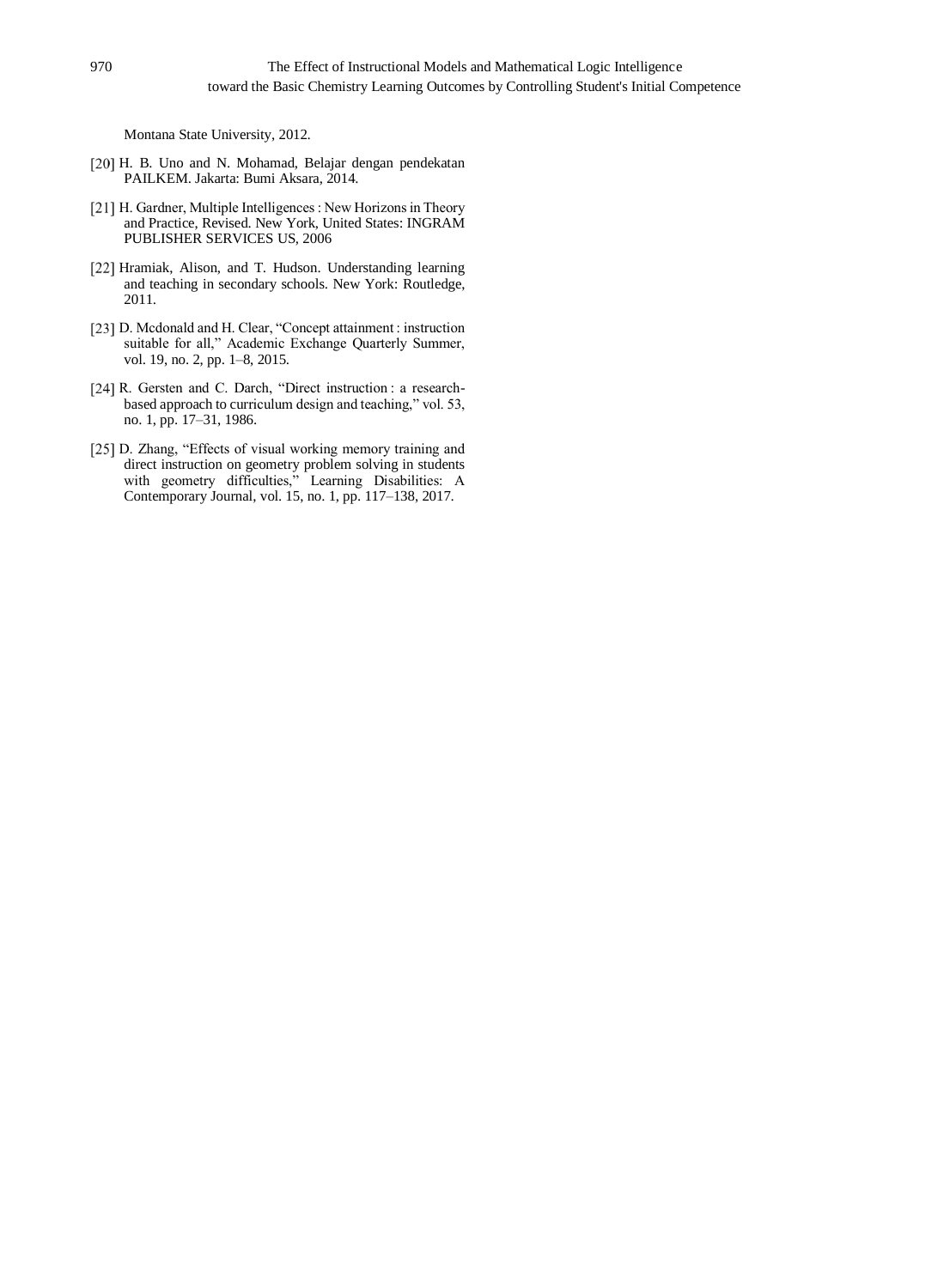Montana State University, 2012.

[20] H. B. Uno and N. Mohamad, Belajar dengan pendekatan PAILKEM. Jakarta: Bumi Aksara, 2014.

[21] H. Gardner, Multiple Intelligences : New Horizons in Theory and Practice, Revised. New York, United States: INGRAM PUBLISHER SERVICES US, 2006

[22] Hramiak, Alison, and T. Hudson. Understanding learning and teaching in secondary schools. New York: Routledge, 2011.

[23] D. Mcdonald and H. Clear, "Concept attainment : instruction suitable for all," Academic Exchange Quarterly Summer, vol. 19, no. 2, pp. 1–8, 2015.

[24] R. Gersten and C. Darch, "Direct instruction : a research-based approach to curriculum design and teaching," vol. 53, no. 1, pp. 17–31, 1986.

[25] D. Zhang, "Effects of visual working memory training and direct instruction on geometry problem solving in students with geometry difficulties," Learning Disabilities: A Contemporary Journal, vol. 15, no. 1, pp. 117–138, 2017.